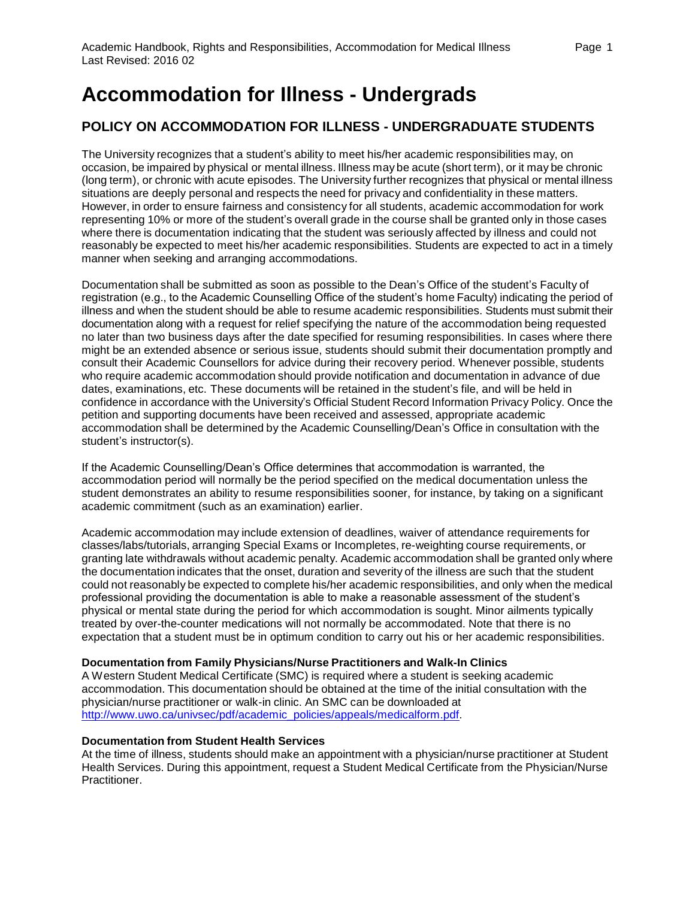# Accommodation for Illness - Undergrads

## POLICY ON ACCOMMODATION FOR ILLNESS - UNDERGRADUATE STUDENTS

The University recognizes that a student's ability to meet his/her academic responsibilities may, on occasion, be impaired by physical or mental illness. Illness may be acute (short term), or it may be chronic (long term), or chronic with acute episodes. The University further recognizes that physical or mental illness situations are deeply personal and respects the need for privacy and confidentiality in these matters. However, in order to ensure fairness and consistency for all students, academic accommodation for work representing 10% or more of the student's overall grade in the course shall be granted only in those cases where there is documentation indicating that the student was seriously affected by illness and could not reasonably be expected to meet his/her academic responsibilities. Students are expected to act in a timely manner when seeking and arranging accommodations.

Documentation shall be submitted as soon as possible to the Dean's Office of the student's Faculty of registration (e.g., to the Academic Counselling Office of the student's home Faculty) indicating the period of illness and when the student should be able to resume academic responsibilities. Students must submit their documentation along with a request for relief specifying the nature of the accommodation being requested no later than two business days after the date specified for resuming responsibilities. In cases where there might be an extended absence or serious issue, students should submit their documentation promptly and consult their Academic Counsellors for advice during their recovery period. Whenever possible, students who require academic accommodation should provide notification and documentation in advance of due dates, examinations, etc. These documents will be retained in the student's file, and will be held in confidence in accordance with the University's Official Student Record Information Privacy Policy. Once the petition and supporting documents have been received and assessed, appropriate academic accommodation shall be determined by the Academic Counselling/Dean's Office in consultation with the student's instructor(s).

If the Academic Counselling/Dean's Office determines that accommodation is warranted, the accommodation period will normally be the period specified on the medical documentation unless the student demonstrates an ability to resume responsibilities sooner, for instance, by taking on a significant academic commitment (such as an examination) earlier.

Academic accommodation may include extension of deadlines, waiver of attendance requirements for classes/labs/tutorials, arranging Special Exams or Incompletes, re-weighting course requirements, or granting late withdrawals without academic penalty. Academic accommodation shall be granted only where the documentation indicates that the onset, duration and severity of the illness are such that the student could not reasonably be expected to complete his/her academic responsibilities, and only when the medical professional providing the documentation is able to make a reasonable assessment of the student's physical or mental state during the period for which accommodation is sought. Minor ailments typically treated by over-the-counter medications will not normally be accommodated. Note that there is no expectation that a student must be in optimum condition to carry out his or her academic responsibilities.

**Documentation from Family Physicians/Nurse Practitioners and Walk-In Clinics**

A Western Student Medical Certificate (SMC) is required where a student is seeking academic accommodation. This documentation should be obtained at the time of the initial consultation with the physician/nurse practitioner or walk-in clinic. An SMC can be downloaded at http://www.uwo.ca/univsec/pdf/academic_policies/appeals/medicalform.pdf.

**Documentation from Student Health Services**

At the time of illness, students should make an appointment with a physician/nurse practitioner at Student Health Services. During this appointment, request a Student Medical Certificate from the Physician/Nurse Practitioner.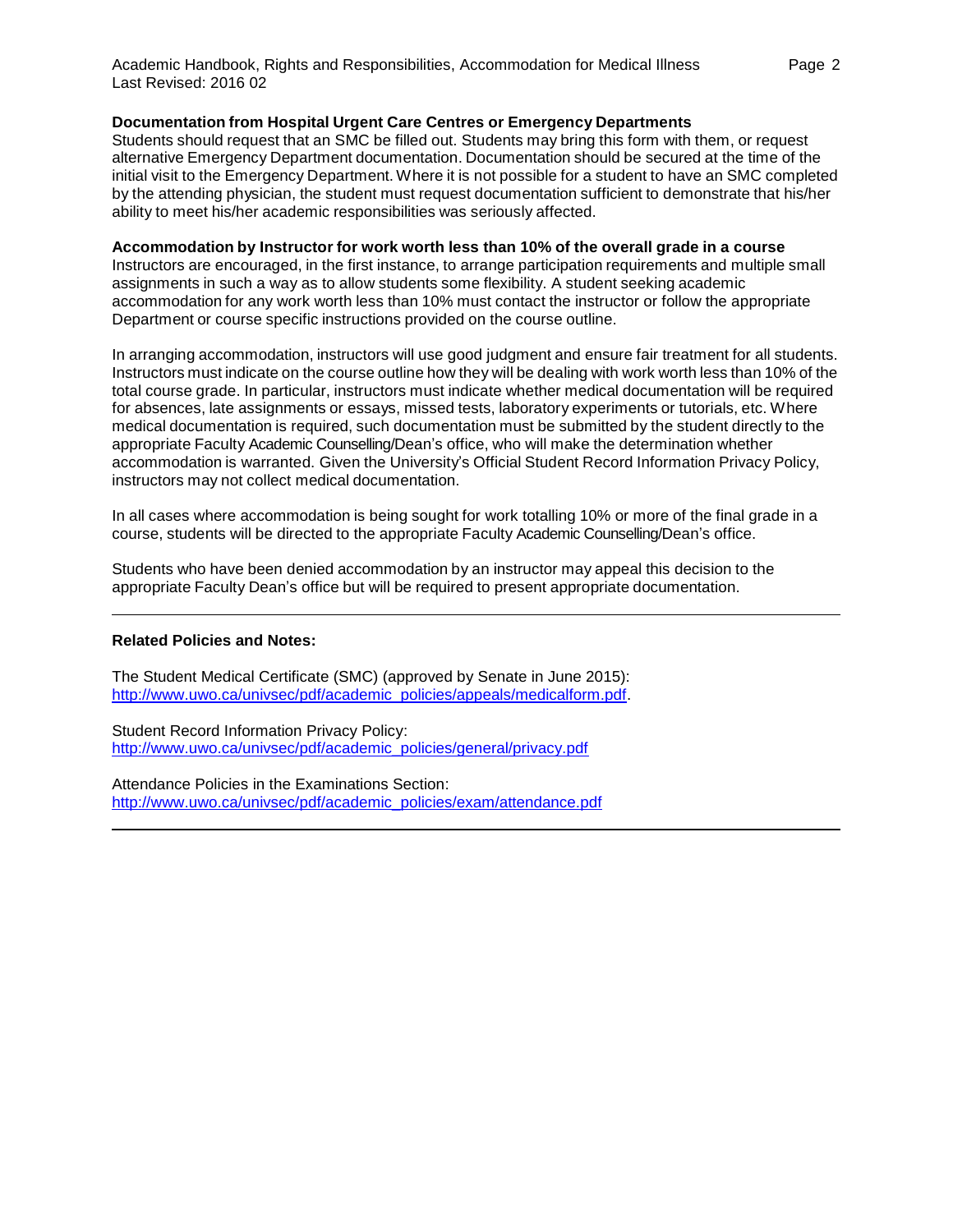**Documentation from Hospital Urgent Care Centres or Emergency Departments**
Students should request that an SMC be filled out. Students may bring this form with them, or request alternative Emergency Department documentation. Documentation should be secured at the time of the initial visit to the Emergency Department. Where it is not possible for a student to have an SMC completed by the attending physician, the student must request documentation sufficient to demonstrate that his/her ability to meet his/her academic responsibilities was seriously affected.

**Accommodation by Instructor for work worth less than 10% of the overall grade in a course**
Instructors are encouraged, in the first instance, to arrange participation requirements and multiple small assignments in such a way as to allow students some flexibility. A student seeking academic accommodation for any work worth less than 10% must contact the instructor or follow the appropriate Department or course specific instructions provided on the course outline.

In arranging accommodation, instructors will use good judgment and ensure fair treatment for all students. Instructors must indicate on the course outline how they will be dealing with work worth less than 10% of the total course grade. In particular, instructors must indicate whether medical documentation will be required for absences, late assignments or essays, missed tests, laboratory experiments or tutorials, etc. Where medical documentation is required, such documentation must be submitted by the student directly to the appropriate Faculty Academic Counselling/Dean's office, who will make the determination whether accommodation is warranted. Given the University's Official Student Record Information Privacy Policy, instructors may not collect medical documentation.

In all cases where accommodation is being sought for work totalling 10% or more of the final grade in a course, students will be directed to the appropriate Faculty Academic Counselling/Dean's office.

Students who have been denied accommodation by an instructor may appeal this decision to the appropriate Faculty Dean's office but will be required to present appropriate documentation.

---

**Related Policies and Notes:**

The Student Medical Certificate (SMC) (approved by Senate in June 2015):
http://www.uwo.ca/univsec/pdf/academic_policies/appeals/medicalform.pdf.

Student Record Information Privacy Policy:
http://www.uwo.ca/univsec/pdf/academic_policies/general/privacy.pdf

Attendance Policies in the Examinations Section:
http://www.uwo.ca/univsec/pdf/academic_policies/exam/attendance.pdf

---